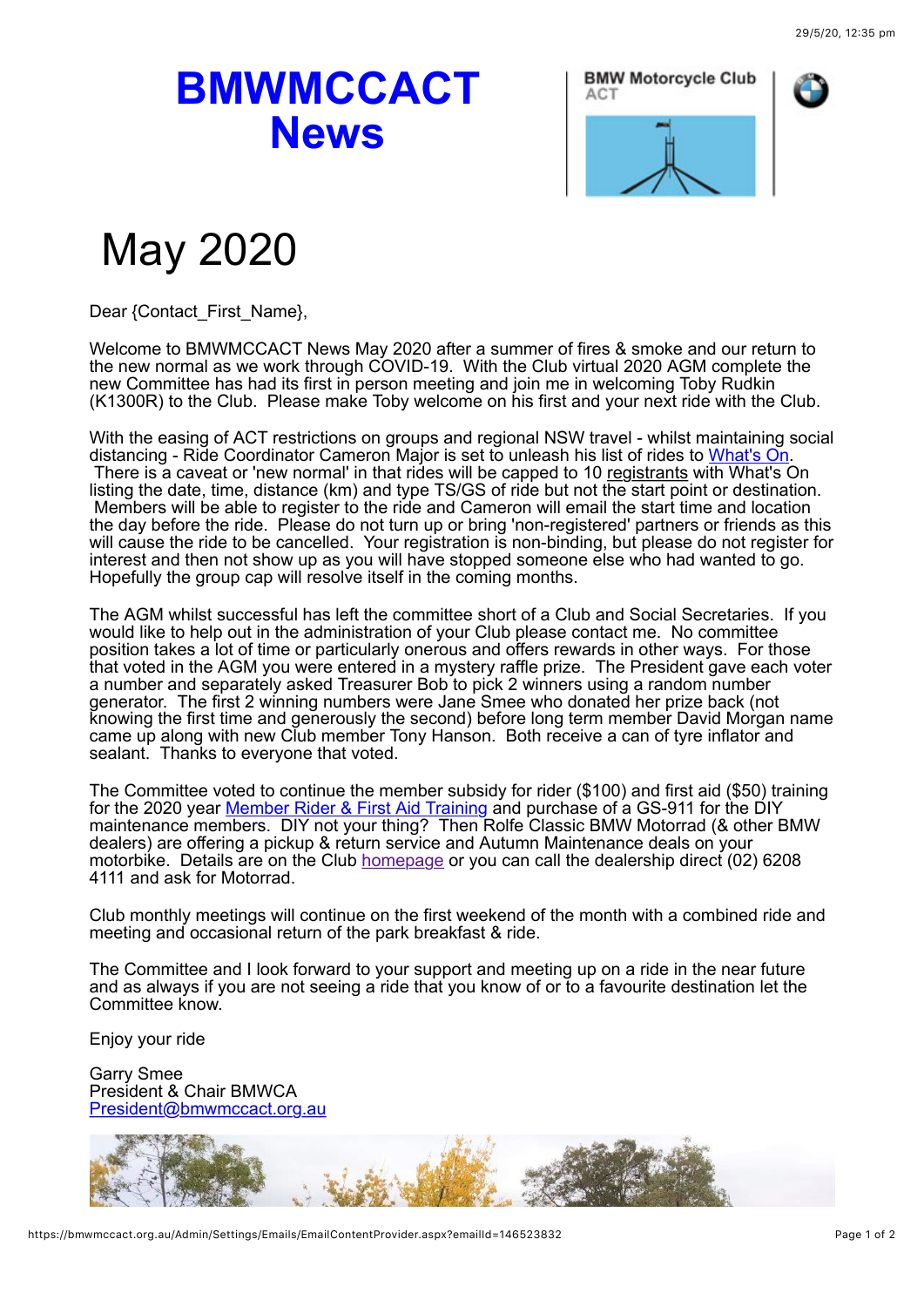# BMWMCCACT News

# May 2020

Dear {Contact_First_Name},

Welcome to BMWMCCACT News May 2020 after a summer of fires & smoke and our return to the new normal as we work through COVID-19. With the Club virtual 2020 AGM complete the new Committee has had its first in person meeting and join me in welcoming Toby Rudkin (K1300R) to the Club. Please make Toby welcome on his first and your next ride with the Club.

With the easing of ACT restrictions on groups and regional NSW travel - whilst maintaining social distancing - Ride Coordinator Cameron Major is set to unleash his list of rides to [What's On](). There is a caveat or 'new normal' in that rides will be capped to 10 registrants with What's On listing the date, time, distance (km) and type TS/GS of ride but not the start point or destination. Members will be able to register to the ride and Cameron will email the start time and location the day before the ride. Please do not turn up or bring 'non-registered' partners or friends as this will cause the ride to be cancelled. Your registration is non-binding, but please do not register for interest and then not show up as you will have stopped someone else who had wanted to go. Hopefully the group cap will resolve itself in the coming months.

The AGM whilst successful has left the committee short of a Club and Social Secretaries. If you would like to help out in the administration of your Club please contact me. No committee position takes a lot of time or particularly onerous and offers rewards in other ways. For those that voted in the AGM you were entered in a mystery raffle prize. The President gave each voter a number and separately asked Treasurer Bob to pick 2 winners using a random number generator. The first 2 winning numbers were Jane Smee who donated her prize back (not knowing the first time and generously the second) before long term member David Morgan name came up along with new Club member Tony Hanson. Both receive a can of tyre inflator and sealant. Thanks to everyone that voted.

The Committee voted to continue the member subsidy for rider ($100) and first aid ($50) training for the 2020 year [Member Rider & First Aid Training]() and purchase of a GS-911 for the DIY maintenance members. DIY not your thing? Then Rolfe Classic BMW Motorrad (& other BMW dealers) are offering a pickup & return service and Autumn Maintenance deals on your motorbike. Details are on the Club [homepage]() or you can call the dealership direct (02) 6208 4111 and ask for Motorrad.

Club monthly meetings will continue on the first weekend of the month with a combined ride and meeting and occasional return of the park breakfast & ride.

The Committee and I look forward to your support and meeting up on a ride in the near future and as always if you are not seeing a ride that you know of or to a favourite destination let the Committee know.

Enjoy your ride

Garry Smee
President & Chair BMWCA
[President@bmwmccact.org.au](mailto:President@bmwmccact.org.au)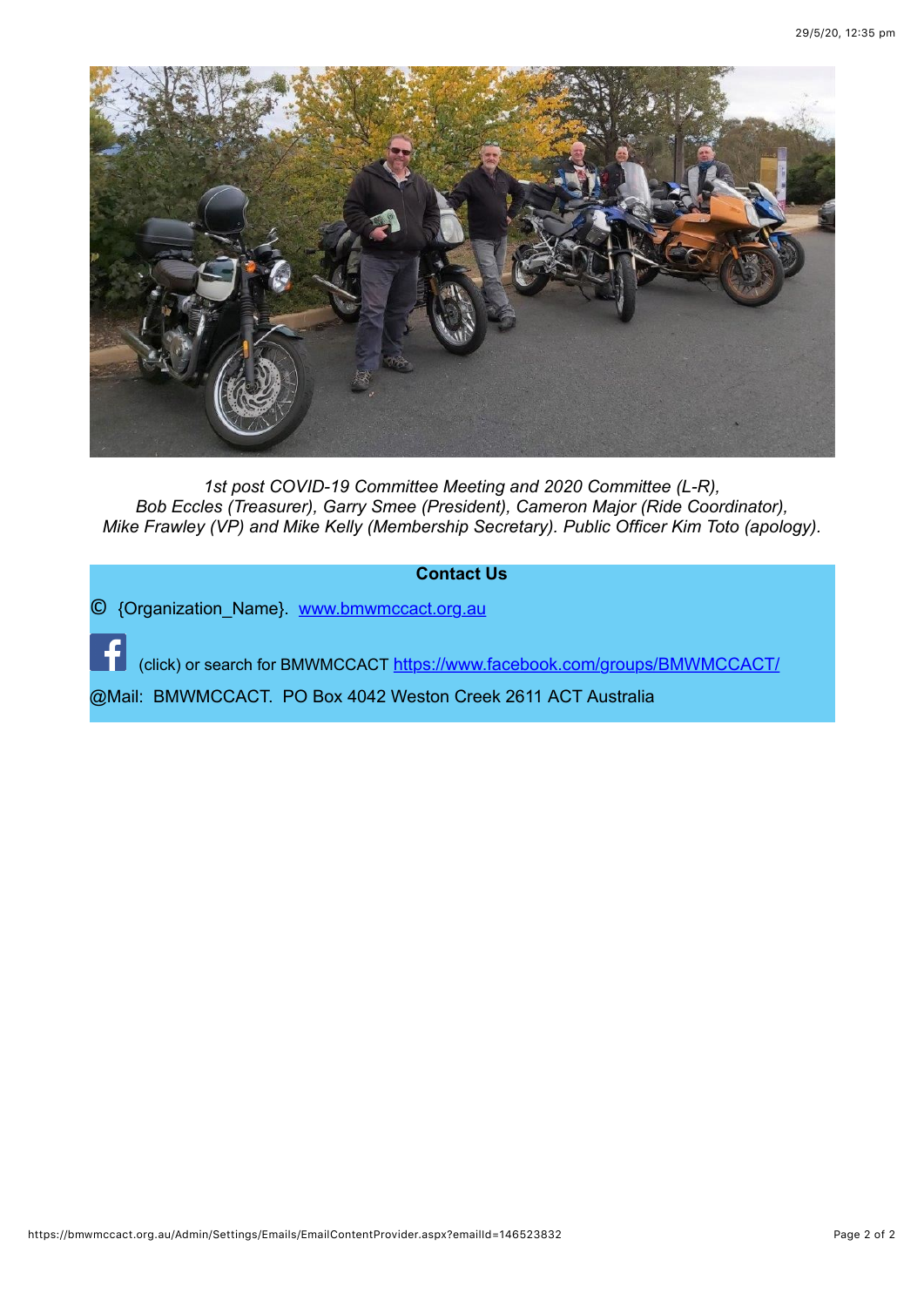*1st post COVID-19 Committee Meeting and 2020 Committee (L-R), Bob Eccles (Treasurer), Garry Smee (President), Cameron Major (Ride Coordinator), Mike Frawley (VP) and Mike Kelly (Membership Secretary). Public Officer Kim Toto (apology).*

**Contact Us**

© {Organization_Name}. [www.bmwmccact.org.au](http://www.bmwmccact.org.au)

(click) or search for BMWMCCACT [https://www.facebook.com/groups/BMWMCCACT/](https://www.facebook.com/groups/BMWMCCACT/)

@Mail: BMWMCCACT. PO Box 4042 Weston Creek 2611 ACT Australia